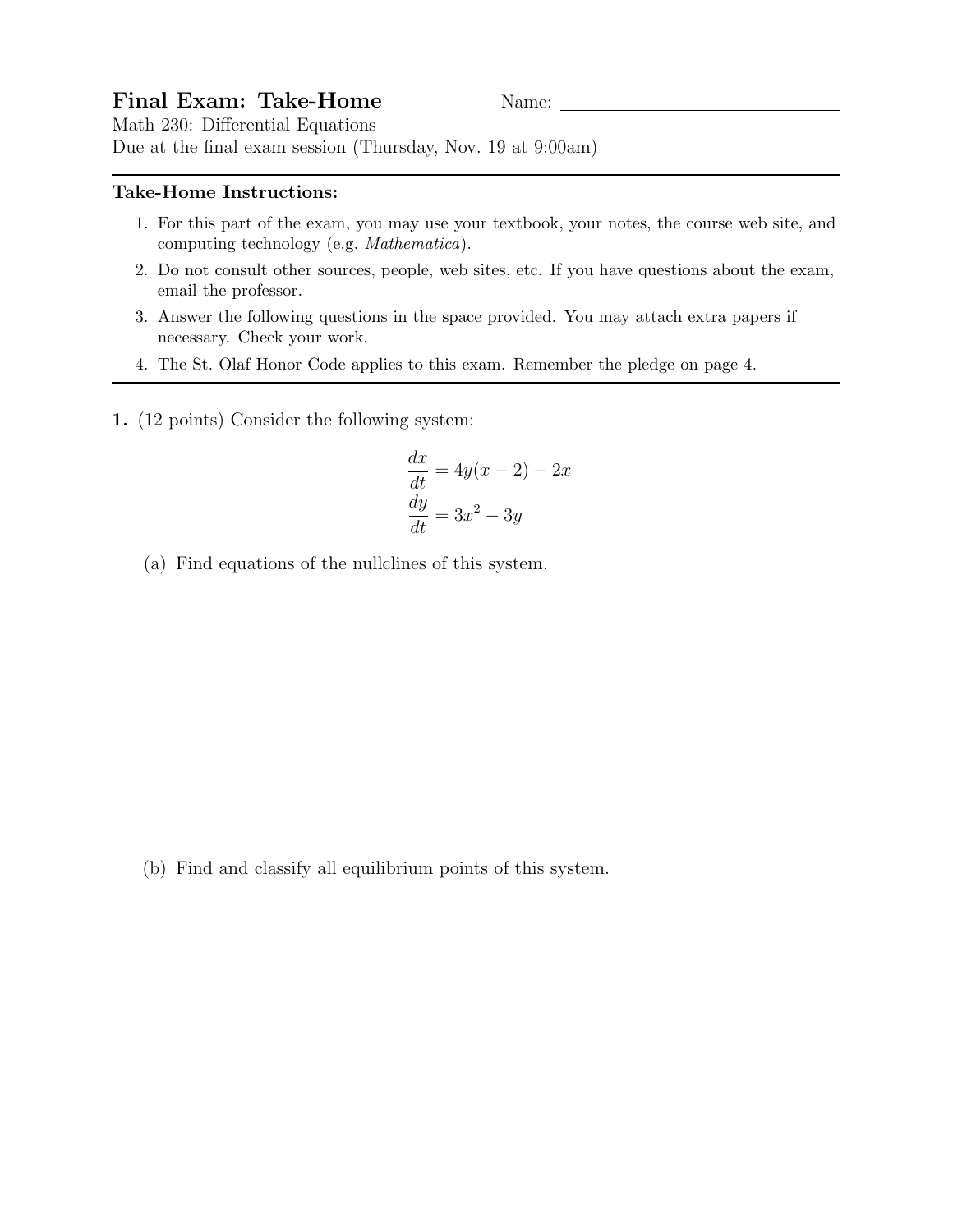# Final Exam: Take-Home

Name: \_\_\_\_\_\_\_\_\_\_\_\_\_\_\_\_\_\_\_\_\_\_\_\_\_\_\_\_\_\_

Math 230: Differential Equations

Due at the final exam session (Thursday, Nov. 19 at 9:00am)

---

**Take-Home Instructions:**

1. For this part of the exam, you may use your textbook, your notes, the course web site, and computing technology (e.g. *Mathematica*).
2. Do not consult other sources, people, web sites, etc. If you have questions about the exam, email the professor.
3. Answer the following questions in the space provided. You may attach extra papers if necessary. Check your work.
4. The St. Olaf Honor Code applies to this exam. Remember the pledge on page 4.

---

**1.** (12 points) Consider the following system:

$$\frac{dx}{dt} = 4y(x-2) - 2x$$
$$\frac{dy}{dt} = 3x^2 - 3y$$

(a) Find equations of the nullclines of this system.

(b) Find and classify all equilibrium points of this system.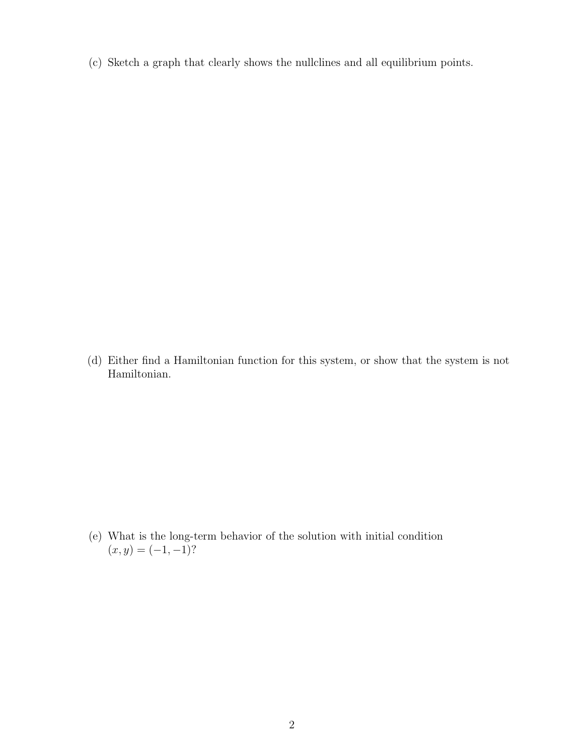(c) Sketch a graph that clearly shows the nullclines and all equilibrium points.

(d) Either find a Hamiltonian function for this system, or show that the system is not Hamiltonian.

(e) What is the long-term behavior of the solution with initial condition $(x, y) = (-1, -1)$?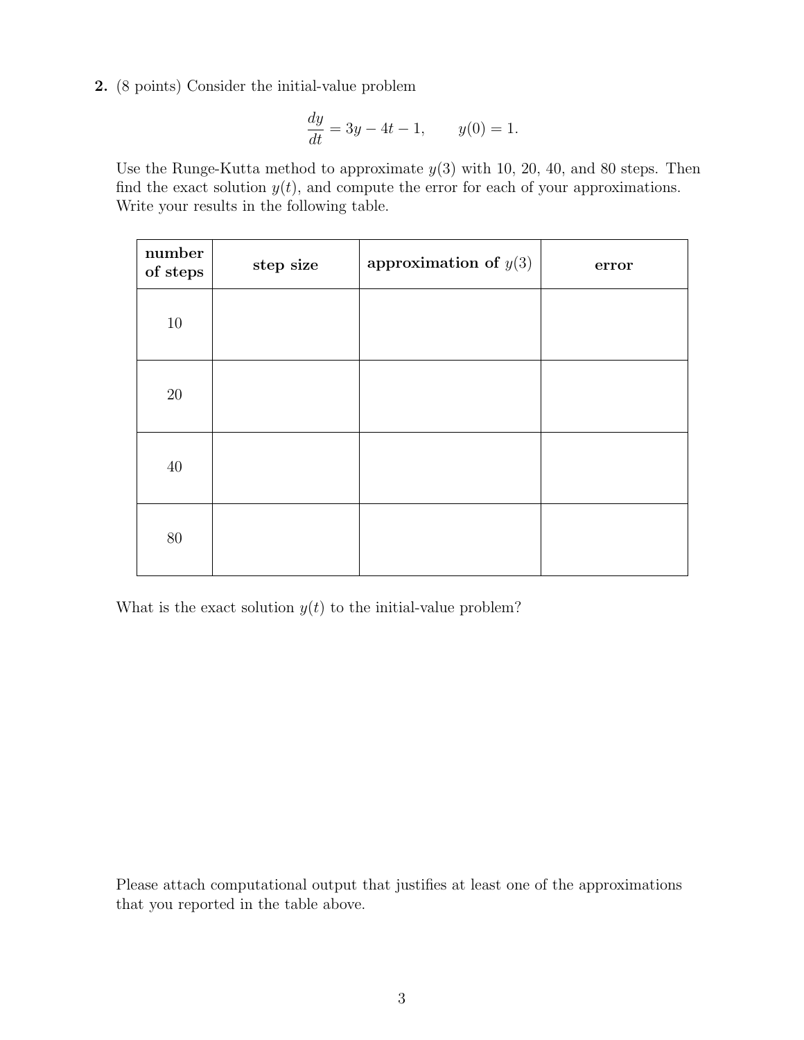**2.** (8 points) Consider the initial-value problem

$$\frac{dy}{dt} = 3y - 4t - 1, \qquad y(0) = 1.$$

Use the Runge-Kutta method to approximate $y(3)$ with 10, 20, 40, and 80 steps. Then find the exact solution $y(t)$, and compute the error for each of your approximations. Write your results in the following table.

| number of steps | step size | approximation of $y(3)$ | error |
|---|---|---|---|
| 10 | | | |
| 20 | | | |
| 40 | | | |
| 80 | | | |

What is the exact solution $y(t)$ to the initial-value problem?

Please attach computational output that justifies at least one of the approximations that you reported in the table above.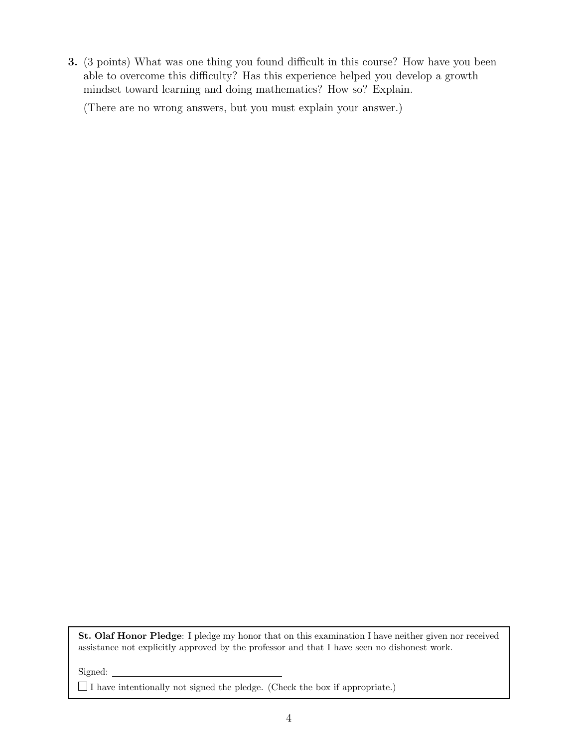**3.** (3 points) What was one thing you found difficult in this course? How have you been able to overcome this difficulty? Has this experience helped you develop a growth mindset toward learning and doing mathematics? How so? Explain.

(There are no wrong answers, but you must explain your answer.)

**St. Olaf Honor Pledge**: I pledge my honor that on this examination I have neither given nor received assistance not explicitly approved by the professor and that I have seen no dishonest work.

Signed: ____________________________

☐ I have intentionally not signed the pledge. (Check the box if appropriate.)